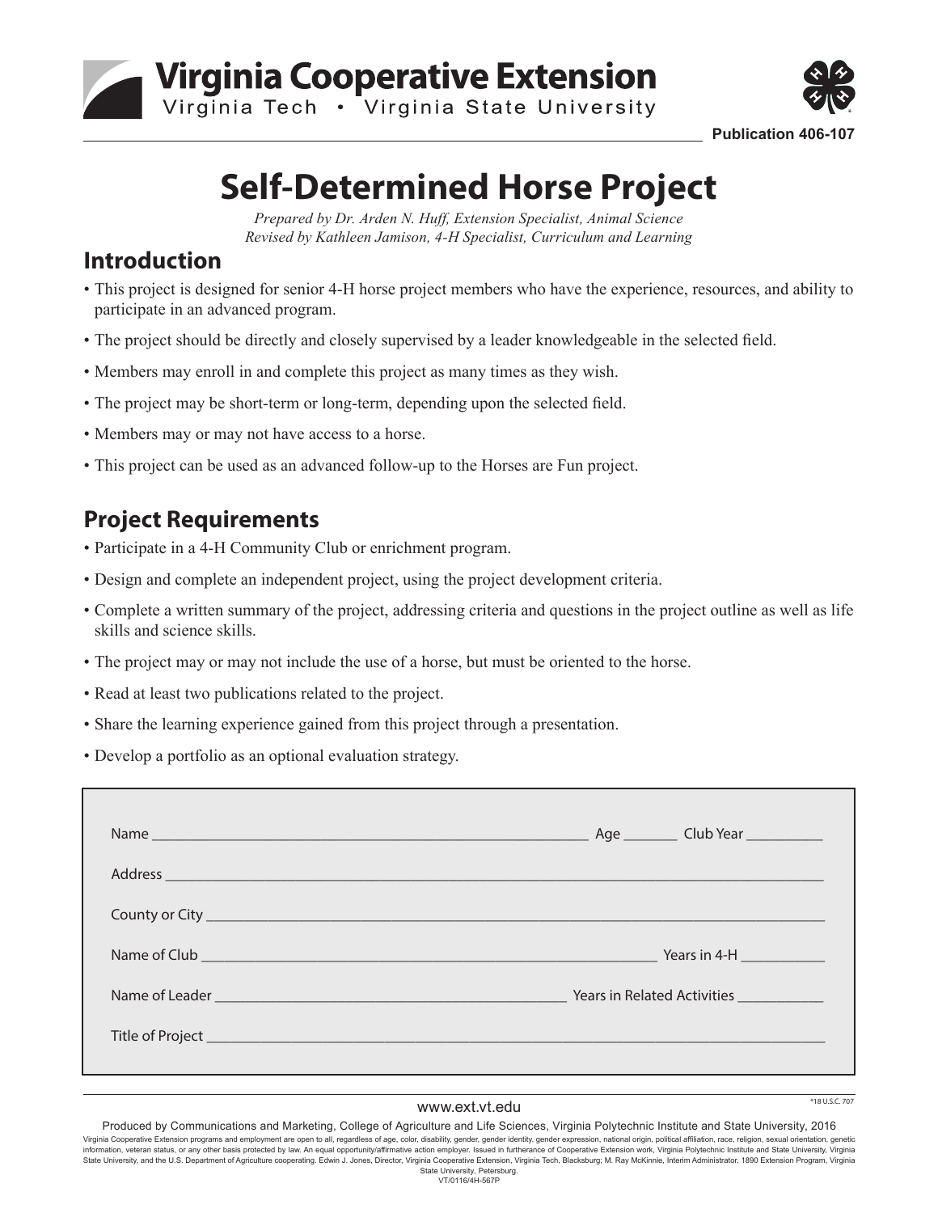Virginia Cooperative Extension
Virginia Tech • Virginia State University

Publication 406-107

# Self-Determined Horse Project

*Prepared by Dr. Arden N. Huff, Extension Specialist, Animal Science*
*Revised by Kathleen Jamison, 4-H Specialist, Curriculum and Learning*

## Introduction

- This project is designed for senior 4-H horse project members who have the experience, resources, and ability to participate in an advanced program.
- The project should be directly and closely supervised by a leader knowledgeable in the selected field.
- Members may enroll in and complete this project as many times as they wish.
- The project may be short-term or long-term, depending upon the selected field.
- Members may or may not have access to a horse.
- This project can be used as an advanced follow-up to the Horses are Fun project.

## Project Requirements

- Participate in a 4-H Community Club or enrichment program.
- Design and complete an independent project, using the project development criteria.
- Complete a written summary of the project, addressing criteria and questions in the project outline as well as life skills and science skills.
- The project may or may not include the use of a horse, but must be oriented to the horse.
- Read at least two publications related to the project.
- Share the learning experience gained from this project through a presentation.
- Develop a portfolio as an optional evaluation strategy.

Name ______________________________ Age _______ Club Year __________

Address ______________________________

County or City ______________________________

Name of Club ______________________________ Years in 4-H ___________

Name of Leader ______________________________ Years in Related Activities ___________

Title of Project ______________________________

www.ext.vt.edu

*18 U.S.C. 707

Produced by Communications and Marketing, College of Agriculture and Life Sciences, Virginia Polytechnic Institute and State University, 2016

Virginia Cooperative Extension programs and employment are open to all, regardless of age, color, disability, gender, gender identity, gender expression, national origin, political affiliation, race, religion, sexual orientation, genetic information, veteran status, or any other basis protected by law. An equal opportunity/affirmative action employer. Issued in furtherance of Cooperative Extension work, Virginia Polytechnic Institute and State University, Virginia State University, and the U.S. Department of Agriculture cooperating. Edwin J. Jones, Director, Virginia Cooperative Extension, Virginia Tech, Blacksburg; M. Ray McKinnie, Interim Administrator, 1890 Extension Program, Virginia State University, Petersburg.

VT/0116/4H-567P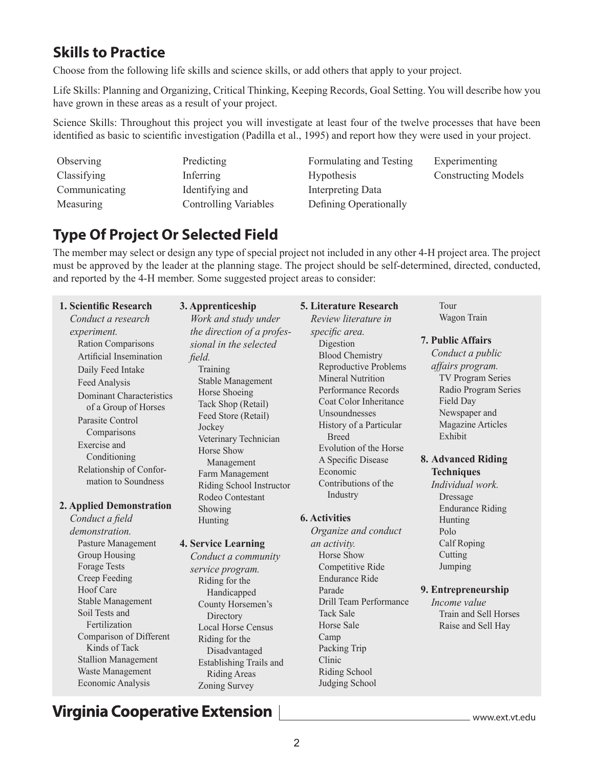## Skills to Practice

Choose from the following life skills and science skills, or add others that apply to your project.

Life Skills: Planning and Organizing, Critical Thinking, Keeping Records, Goal Setting. You will describe how you have grown in these areas as a result of your project.

Science Skills: Throughout this project you will investigate at least four of the twelve processes that have been identified as basic to scientific investigation (Padilla et al., 1995) and report how they were used in your project.

| | | | |
|---|---|---|---|
| Observing | Predicting | Formulating and Testing | Experimenting |
| Classifying | Inferring | Hypothesis | Constructing Models |
| Communicating | Identifying and | Interpreting Data | |
| Measuring | Controlling Variables | Defining Operationally | |

## Type Of Project Or Selected Field

The member may select or design any type of special project not included in any other 4-H project area. The project must be approved by the leader at the planning stage. The project should be self-determined, directed, conducted, and reported by the 4-H member. Some suggested project areas to consider:

**1. Scientific Research**

*Conduct a research experiment.*

- Ration Comparisons
- Artificial Insemination
- Daily Feed Intake
- Feed Analysis
- Dominant Characteristics of a Group of Horses
- Parasite Control Comparisons
- Exercise and Conditioning
- Relationship of Conformation to Soundness

**2. Applied Demonstration**

*Conduct a field demonstration.*

- Pasture Management
- Group Housing
- Forage Tests
- Creep Feeding
- Hoof Care
- Stable Management
- Soil Tests and Fertilization
- Comparison of Different Kinds of Tack
- Stallion Management
- Waste Management
- Economic Analysis

**3. Apprenticeship**

*Work and study under the direction of a professional in the selected field.*

- Training
- Stable Management
- Horse Shoeing
- Tack Shop (Retail)
- Feed Store (Retail)
- Jockey
- Veterinary Technician
- Horse Show Management
- Farm Management
- Riding School Instructor
- Rodeo Contestant
- Showing
- Hunting

**4. Service Learning**

*Conduct a community service program.*

- Riding for the Handicapped
- County Horsemen's Directory
- Local Horse Census
- Riding for the Disadvantaged
- Establishing Trails and Riding Areas
- Zoning Survey

**5. Literature Research**

*Review literature in specific area.*

- Digestion
- Blood Chemistry
- Reproductive Problems
- Mineral Nutrition
- Performance Records
- Coat Color Inheritance
- Unsoundnesses
- History of a Particular Breed
- Evolution of the Horse
- A Specific Disease
- Economic Contributions of the Industry

**6. Activities**

*Organize and conduct an activity.*

- Horse Show
- Competitive Ride
- Endurance Ride
- Parade
- Drill Team Performance
- Tack Sale
- Horse Sale
- Camp
- Packing Trip
- Clinic
- Riding School
- Judging School
- Tour
- Wagon Train

**7. Public Affairs**

*Conduct a public affairs program.*

- TV Program Series
- Radio Program Series
- Field Day
- Newspaper and Magazine Articles
- Exhibit

**8. Advanced Riding Techniques**

*Individual work.*

- Dressage
- Endurance Riding
- Hunting
- Polo
- Calf Roping
- Cutting
- Jumping

**9. Entrepreneurship**

*Income value*

- Train and Sell Horses
- Raise and Sell Hay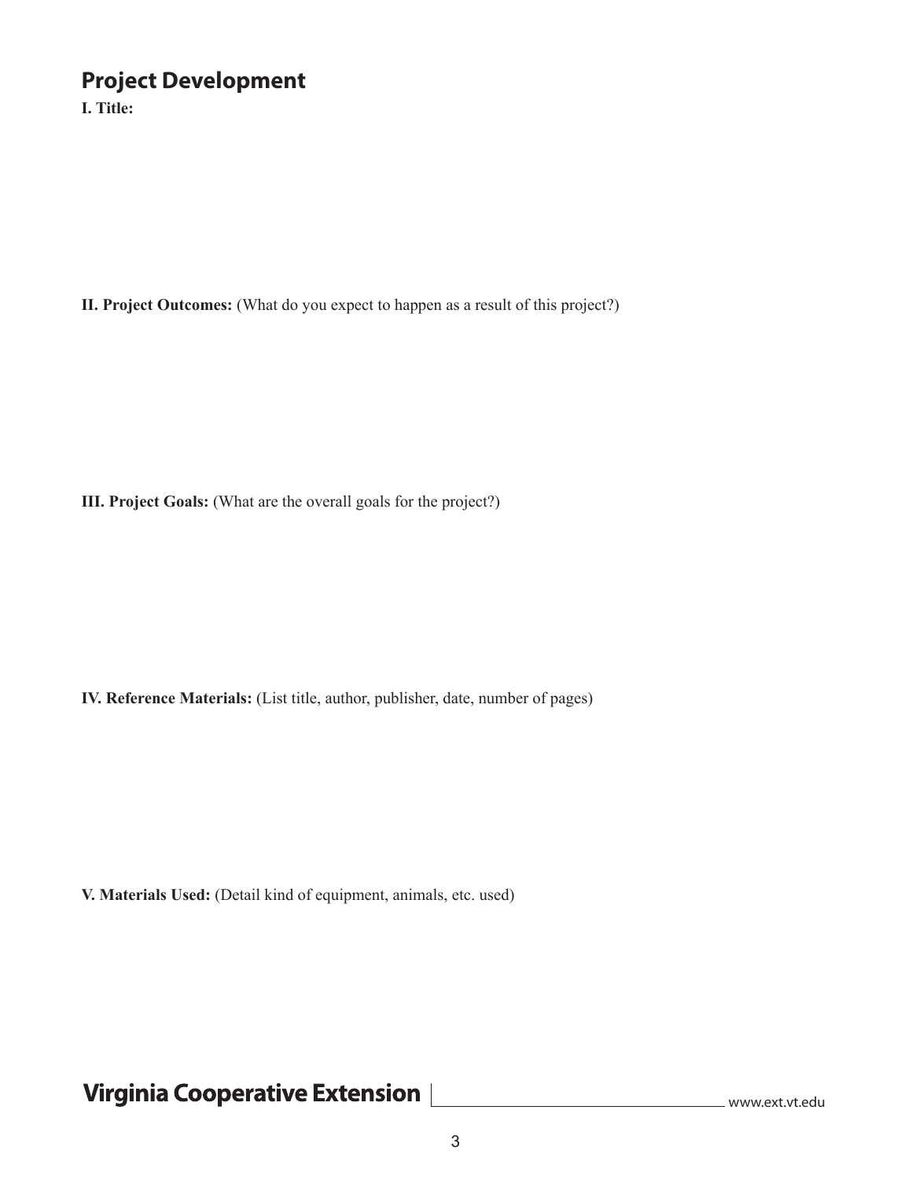## Project Development

**I. Title:**

**II. Project Outcomes:** (What do you expect to happen as a result of this project?)

**III. Project Goals:** (What are the overall goals for the project?)

**IV. Reference Materials:** (List title, author, publisher, date, number of pages)

**V. Materials Used:** (Detail kind of equipment, animals, etc. used)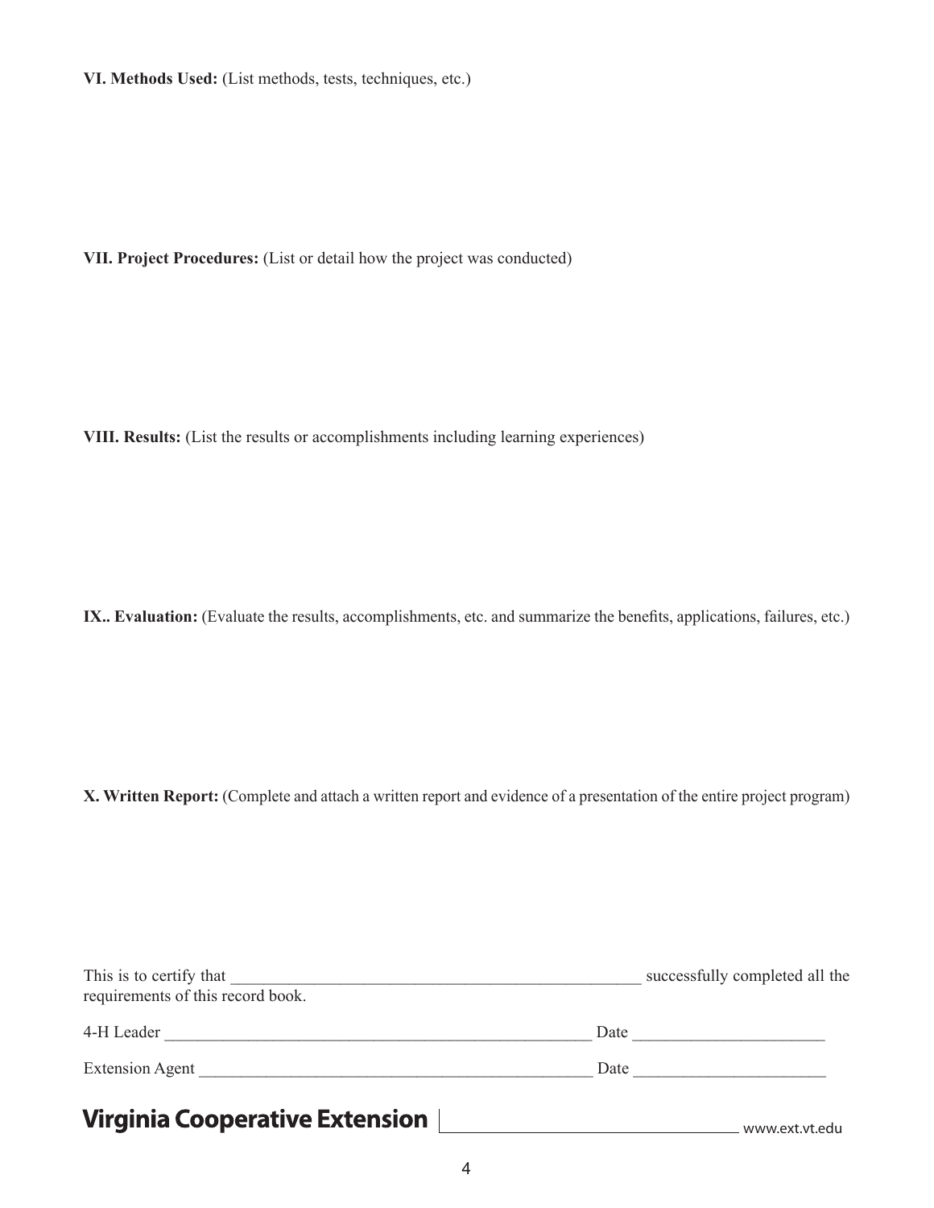**VI. Methods Used:** (List methods, tests, techniques, etc.)

**VII. Project Procedures:** (List or detail how the project was conducted)

**VIII. Results:** (List the results or accomplishments including learning experiences)

**IX.. Evaluation:** (Evaluate the results, accomplishments, etc. and summarize the benefits, applications, failures, etc.)

**X. Written Report:** (Complete and attach a written report and evidence of a presentation of the entire project program)

This is to certify that ___________________________________________________ successfully completed all the requirements of this record book.

4-H Leader ____________________________________________________ Date ______________________

Extension Agent ________________________________________________ Date ______________________

**Virginia Cooperative Extension** www.ext.vt.edu